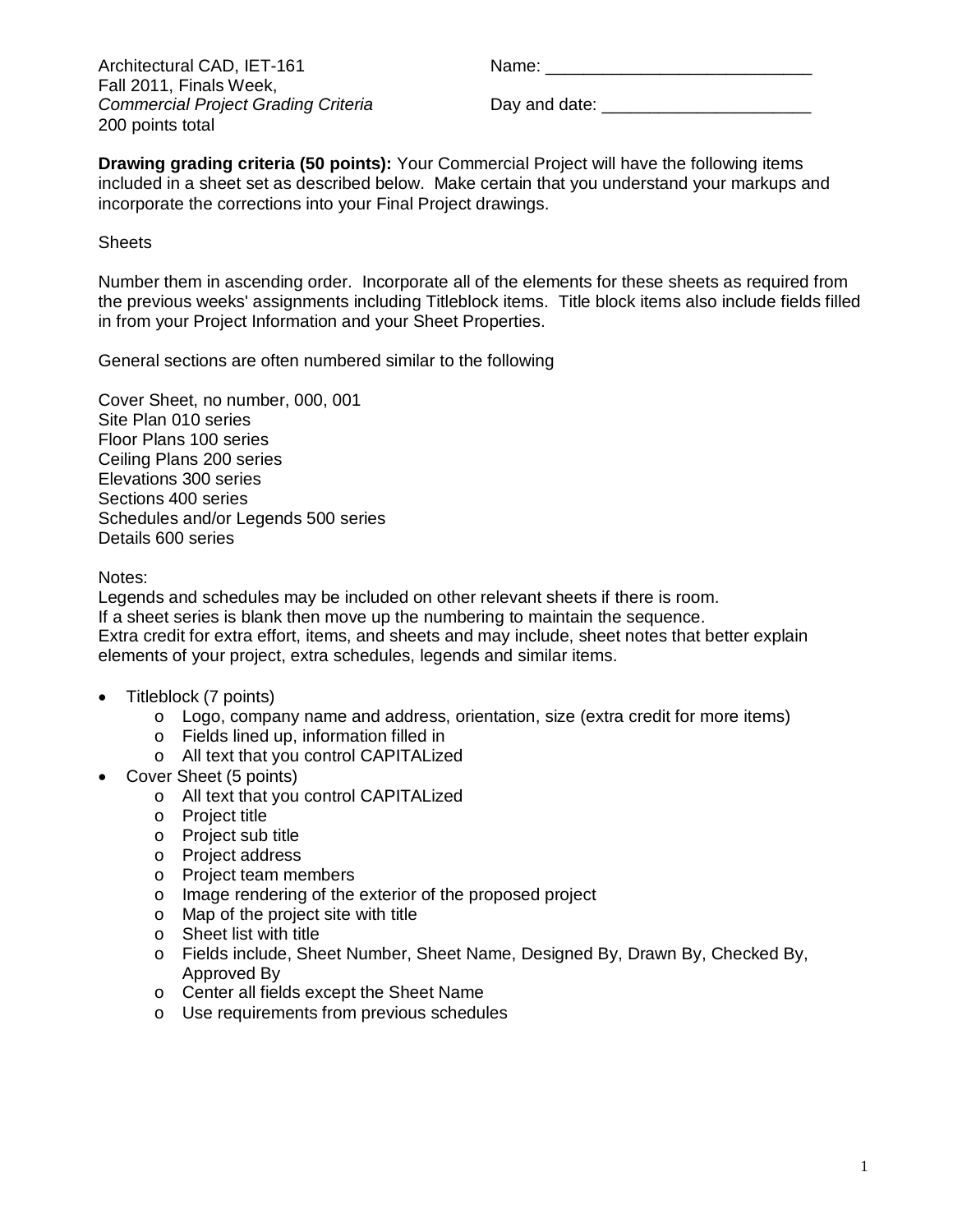Architectural CAD, IET-161
Fall 2011, Finals Week,
*Commercial Project Grading Criteria*
200 points total

Name: ____________________________

Day and date: ______________________

**Drawing grading criteria (50 points):** Your Commercial Project will have the following items included in a sheet set as described below. Make certain that you understand your markups and incorporate the corrections into your Final Project drawings.

Sheets

Number them in ascending order. Incorporate all of the elements for these sheets as required from the previous weeks' assignments including Titleblock items. Title block items also include fields filled in from your Project Information and your Sheet Properties.

General sections are often numbered similar to the following

Cover Sheet, no number, 000, 001
Site Plan 010 series
Floor Plans 100 series
Ceiling Plans 200 series
Elevations 300 series
Sections 400 series
Schedules and/or Legends 500 series
Details 600 series

Notes:
Legends and schedules may be included on other relevant sheets if there is room.
If a sheet series is blank then move up the numbering to maintain the sequence.
Extra credit for extra effort, items, and sheets and may include, sheet notes that better explain elements of your project, extra schedules, legends and similar items.

- Titleblock (7 points)
  - Logo, company name and address, orientation, size (extra credit for more items)
  - Fields lined up, information filled in
  - All text that you control CAPITALized
- Cover Sheet (5 points)
  - All text that you control CAPITALized
  - Project title
  - Project sub title
  - Project address
  - Project team members
  - Image rendering of the exterior of the proposed project
  - Map of the project site with title
  - Sheet list with title
  - Fields include, Sheet Number, Sheet Name, Designed By, Drawn By, Checked By, Approved By
  - Center all fields except the Sheet Name
  - Use requirements from previous schedules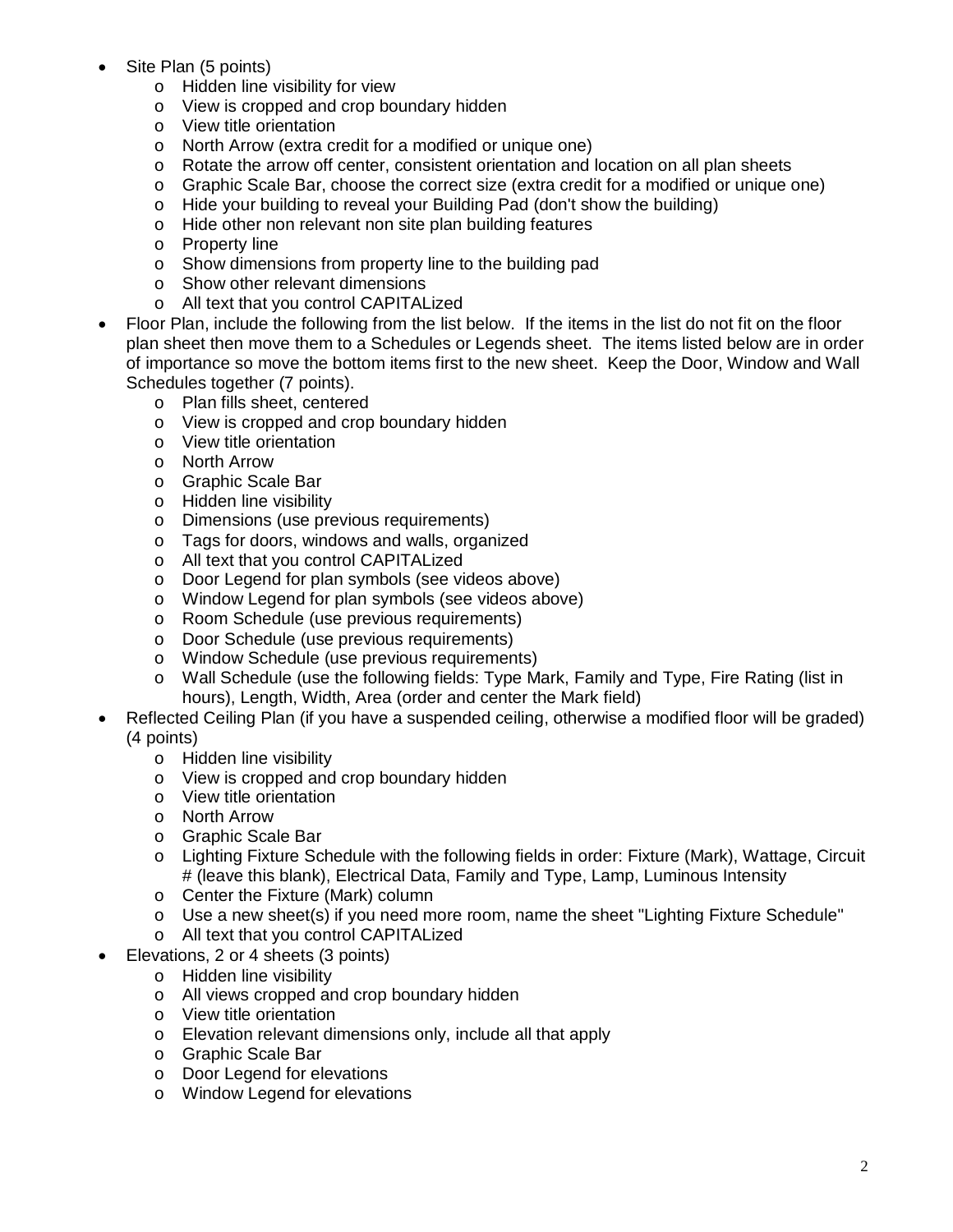- Site Plan (5 points)
  - Hidden line visibility for view
  - View is cropped and crop boundary hidden
  - View title orientation
  - North Arrow (extra credit for a modified or unique one)
  - Rotate the arrow off center, consistent orientation and location on all plan sheets
  - Graphic Scale Bar, choose the correct size (extra credit for a modified or unique one)
  - Hide your building to reveal your Building Pad (don't show the building)
  - Hide other non relevant non site plan building features
  - Property line
  - Show dimensions from property line to the building pad
  - Show other relevant dimensions
  - All text that you control CAPITALized
- Floor Plan, include the following from the list below. If the items in the list do not fit on the floor plan sheet then move them to a Schedules or Legends sheet. The items listed below are in order of importance so move the bottom items first to the new sheet. Keep the Door, Window and Wall Schedules together (7 points).
  - Plan fills sheet, centered
  - View is cropped and crop boundary hidden
  - View title orientation
  - North Arrow
  - Graphic Scale Bar
  - Hidden line visibility
  - Dimensions (use previous requirements)
  - Tags for doors, windows and walls, organized
  - All text that you control CAPITALized
  - Door Legend for plan symbols (see videos above)
  - Window Legend for plan symbols (see videos above)
  - Room Schedule (use previous requirements)
  - Door Schedule (use previous requirements)
  - Window Schedule (use previous requirements)
  - Wall Schedule (use the following fields: Type Mark, Family and Type, Fire Rating (list in hours), Length, Width, Area (order and center the Mark field)
- Reflected Ceiling Plan (if you have a suspended ceiling, otherwise a modified floor will be graded) (4 points)
  - Hidden line visibility
  - View is cropped and crop boundary hidden
  - View title orientation
  - North Arrow
  - Graphic Scale Bar
  - Lighting Fixture Schedule with the following fields in order: Fixture (Mark), Wattage, Circuit # (leave this blank), Electrical Data, Family and Type, Lamp, Luminous Intensity
  - Center the Fixture (Mark) column
  - Use a new sheet(s) if you need more room, name the sheet "Lighting Fixture Schedule"
  - All text that you control CAPITALized
- Elevations, 2 or 4 sheets (3 points)
  - Hidden line visibility
  - All views cropped and crop boundary hidden
  - View title orientation
  - Elevation relevant dimensions only, include all that apply
  - Graphic Scale Bar
  - Door Legend for elevations
  - Window Legend for elevations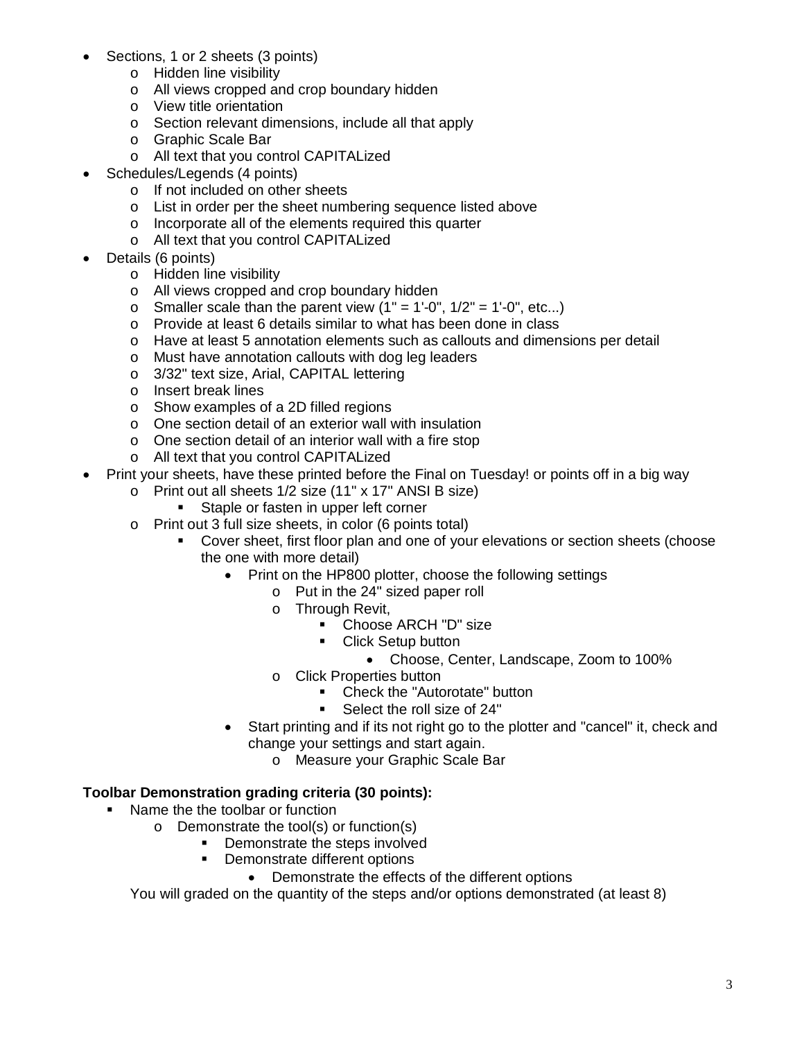- Sections, 1 or 2 sheets (3 points)
  - Hidden line visibility
  - All views cropped and crop boundary hidden
  - View title orientation
  - Section relevant dimensions, include all that apply
  - Graphic Scale Bar
  - All text that you control CAPITALized
- Schedules/Legends (4 points)
  - If not included on other sheets
  - List in order per the sheet numbering sequence listed above
  - Incorporate all of the elements required this quarter
  - All text that you control CAPITALized
- Details (6 points)
  - Hidden line visibility
  - All views cropped and crop boundary hidden
  - Smaller scale than the parent view (1" = 1'-0", 1/2" = 1'-0", etc...)
  - Provide at least 6 details similar to what has been done in class
  - Have at least 5 annotation elements such as callouts and dimensions per detail
  - Must have annotation callouts with dog leg leaders
  - 3/32" text size, Arial, CAPITAL lettering
  - Insert break lines
  - Show examples of a 2D filled regions
  - One section detail of an exterior wall with insulation
  - One section detail of an interior wall with a fire stop
  - All text that you control CAPITALized
- Print your sheets, have these printed before the Final on Tuesday! or points off in a big way
  - Print out all sheets 1/2 size (11" x 17" ANSI B size)
    - Staple or fasten in upper left corner
  - Print out 3 full size sheets, in color (6 points total)
    - Cover sheet, first floor plan and one of your elevations or section sheets (choose the one with more detail)
      - Print on the HP800 plotter, choose the following settings
        - Put in the 24" sized paper roll
        - Through Revit,
          - Choose ARCH "D" size
          - Click Setup button
            - Choose, Center, Landscape, Zoom to 100%
        - Click Properties button
          - Check the "Autorotate" button
          - Select the roll size of 24"
      - Start printing and if its not right go to the plotter and "cancel" it, check and change your settings and start again.
        - Measure your Graphic Scale Bar

**Toolbar Demonstration grading criteria (30 points):**

- Name the the toolbar or function
  - Demonstrate the tool(s) or function(s)
    - Demonstrate the steps involved
    - Demonstrate different options
      - Demonstrate the effects of the different options

You will graded on the quantity of the steps and/or options demonstrated (at least 8)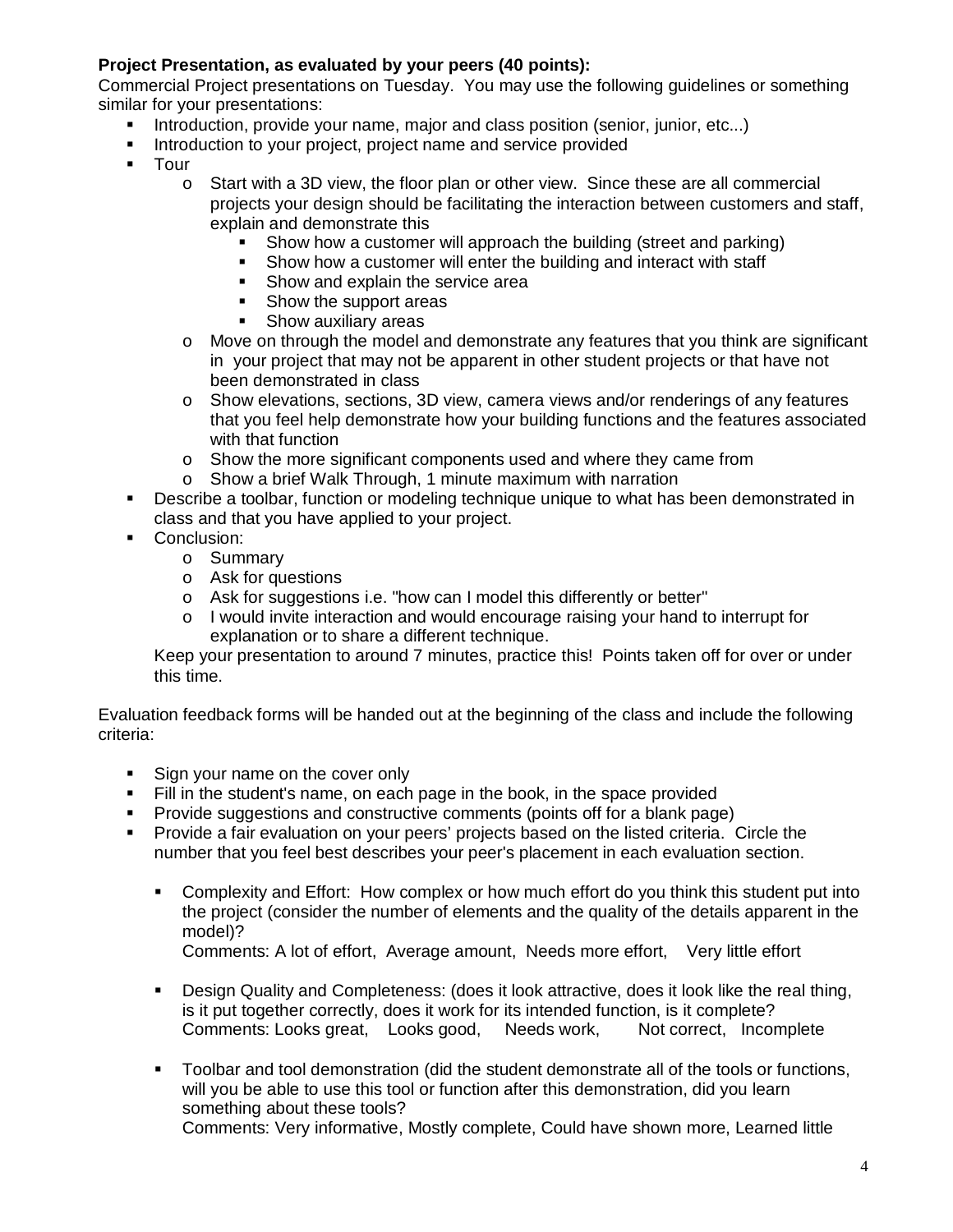**Project Presentation, as evaluated by your peers (40 points):**

Commercial Project presentations on Tuesday. You may use the following guidelines or something similar for your presentations:

- Introduction, provide your name, major and class position (senior, junior, etc...)
- Introduction to your project, project name and service provided
- Tour
  - Start with a 3D view, the floor plan or other view. Since these are all commercial projects your design should be facilitating the interaction between customers and staff, explain and demonstrate this
    - Show how a customer will approach the building (street and parking)
    - Show how a customer will enter the building and interact with staff
    - Show and explain the service area
    - Show the support areas
    - Show auxiliary areas
  - Move on through the model and demonstrate any features that you think are significant in your project that may not be apparent in other student projects or that have not been demonstrated in class
  - Show elevations, sections, 3D view, camera views and/or renderings of any features that you feel help demonstrate how your building functions and the features associated with that function
  - Show the more significant components used and where they came from
  - Show a brief Walk Through, 1 minute maximum with narration
- Describe a toolbar, function or modeling technique unique to what has been demonstrated in class and that you have applied to your project.
- Conclusion:
  - Summary
  - Ask for questions
  - Ask for suggestions i.e. "how can I model this differently or better"
  - I would invite interaction and would encourage raising your hand to interrupt for explanation or to share a different technique.

  Keep your presentation to around 7 minutes, practice this! Points taken off for over or under this time.

Evaluation feedback forms will be handed out at the beginning of the class and include the following criteria:

- Sign your name on the cover only
- Fill in the student's name, on each page in the book, in the space provided
- Provide suggestions and constructive comments (points off for a blank page)
- Provide a fair evaluation on your peers' projects based on the listed criteria. Circle the number that you feel best describes your peer's placement in each evaluation section.
  - Complexity and Effort: How complex or how much effort do you think this student put into the project (consider the number of elements and the quality of the details apparent in the model)?
    Comments: A lot of effort, Average amount, Needs more effort, Very little effort
  - Design Quality and Completeness: (does it look attractive, does it look like the real thing, is it put together correctly, does it work for its intended function, is it complete?
    Comments: Looks great, Looks good, Needs work, Not correct, Incomplete
  - Toolbar and tool demonstration (did the student demonstrate all of the tools or functions, will you be able to use this tool or function after this demonstration, did you learn something about these tools?
    Comments: Very informative, Mostly complete, Could have shown more, Learned little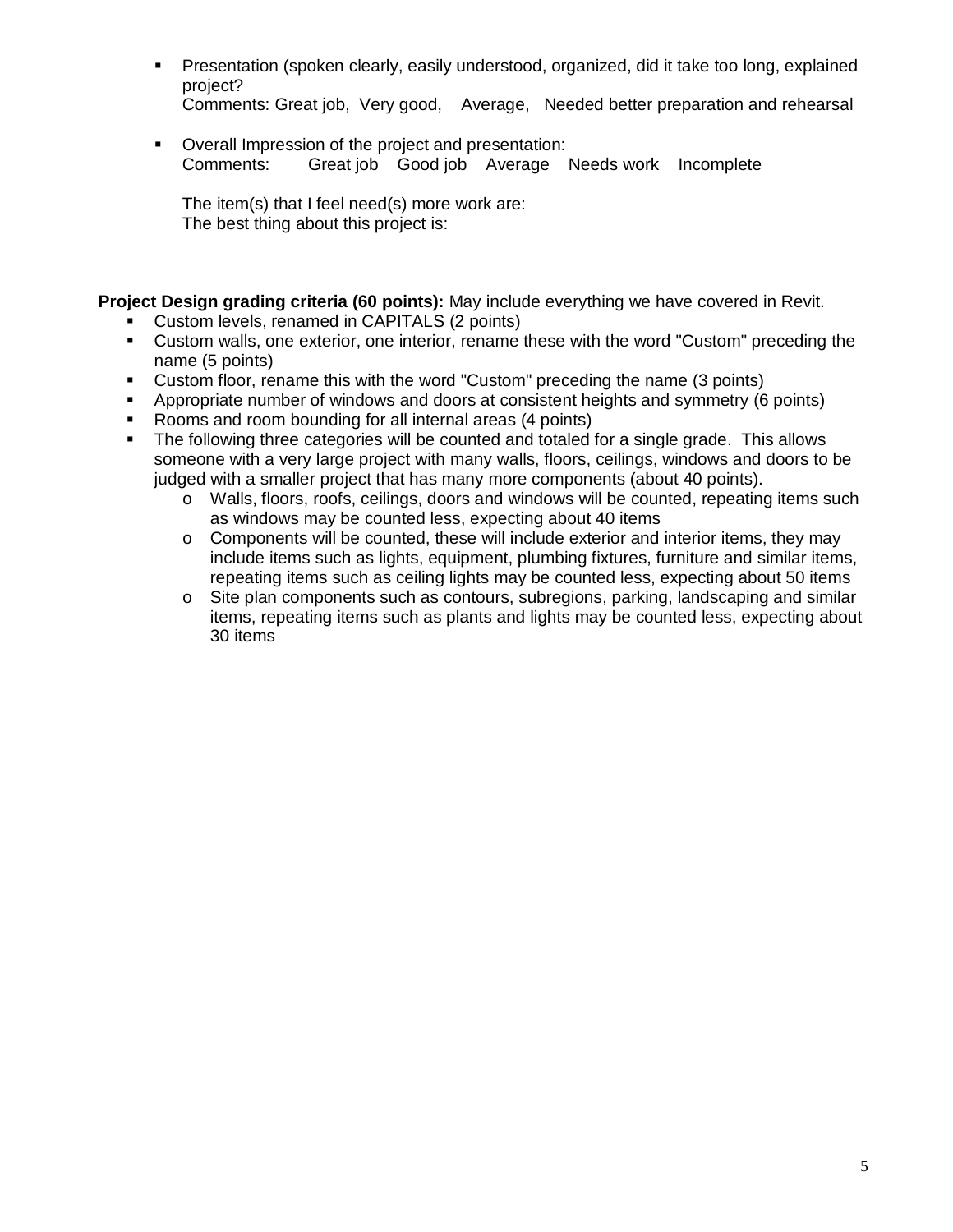- Presentation (spoken clearly, easily understood, organized, did it take too long, explained project?
  Comments: Great job, Very good, Average, Needed better preparation and rehearsal

- Overall Impression of the project and presentation:
  Comments: Great job Good job Average Needs work Incomplete

  The item(s) that I feel need(s) more work are:
  The best thing about this project is:

**Project Design grading criteria (60 points):** May include everything we have covered in Revit.

- Custom levels, renamed in CAPITALS (2 points)
- Custom walls, one exterior, one interior, rename these with the word "Custom" preceding the name (5 points)
- Custom floor, rename this with the word "Custom" preceding the name (3 points)
- Appropriate number of windows and doors at consistent heights and symmetry (6 points)
- Rooms and room bounding for all internal areas (4 points)
- The following three categories will be counted and totaled for a single grade. This allows someone with a very large project with many walls, floors, ceilings, windows and doors to be judged with a smaller project that has many more components (about 40 points).
  - Walls, floors, roofs, ceilings, doors and windows will be counted, repeating items such as windows may be counted less, expecting about 40 items
  - Components will be counted, these will include exterior and interior items, they may include items such as lights, equipment, plumbing fixtures, furniture and similar items, repeating items such as ceiling lights may be counted less, expecting about 50 items
  - Site plan components such as contours, subregions, parking, landscaping and similar items, repeating items such as plants and lights may be counted less, expecting about 30 items